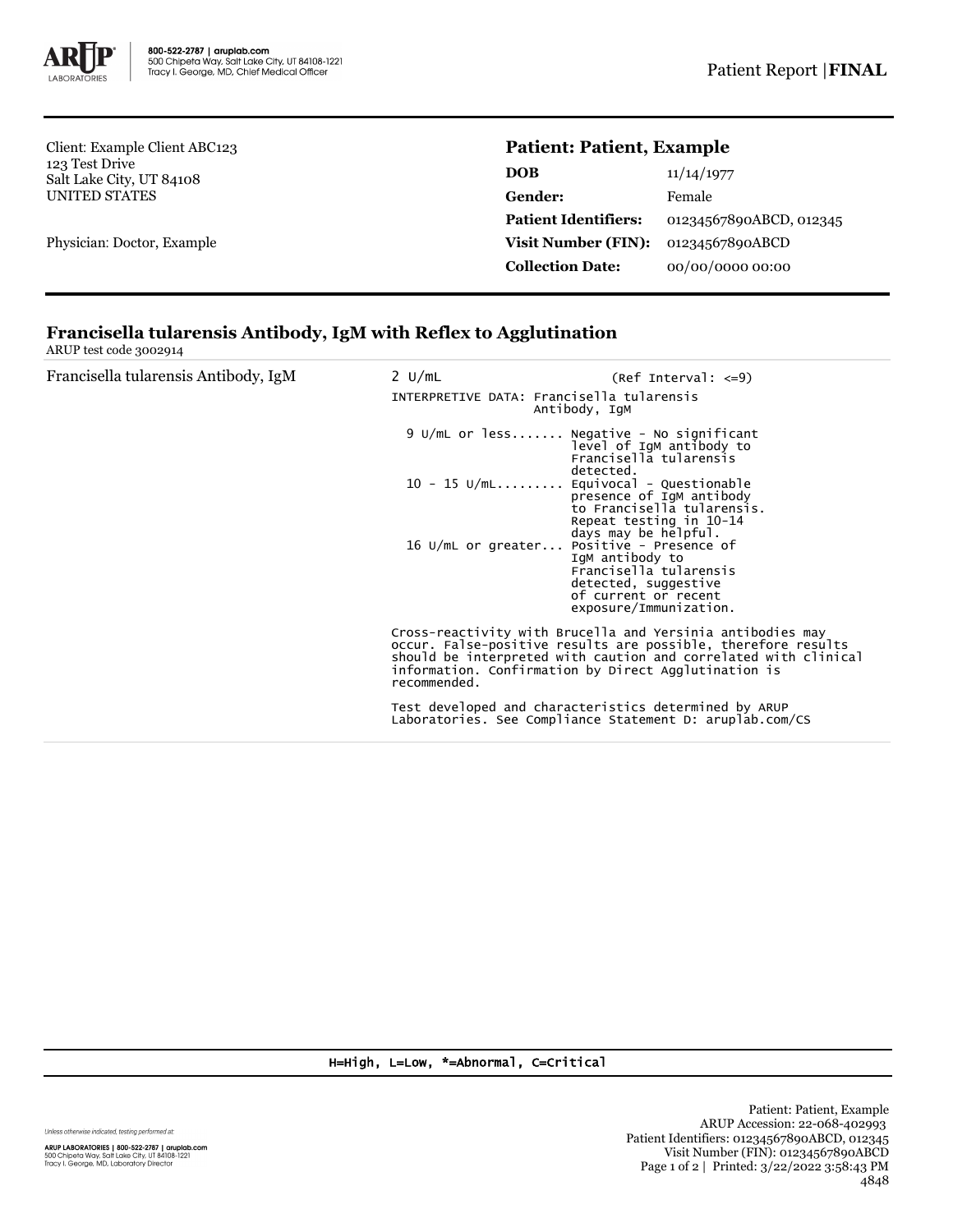Client: Example Client ABC123
123 Test Drive
Salt Lake City, UT 84108
UNITED STATES

Physician: Doctor, Example

## Patient: Patient, Example

| | |
|---|---|
| **DOB** | 11/14/1977 |
| **Gender:** | Female |
| **Patient Identifiers:** | 01234567890ABCD, 012345 |
| **Visit Number (FIN):** | 01234567890ABCD |
| **Collection Date:** | 00/00/0000 00:00 |

### Francisella tularensis Antibody, IgM with Reflex to Agglutination

ARUP test code 3002914

Francisella tularensis Antibody, IgM

```
2 U/mL                        (Ref Interval: <=9)
INTERPRETIVE DATA: Francisella tularensis
                   Antibody, IgM

  9 U/mL or less....... Negative - No significant
                        level of IgM antibody to
                        Francisella tularensis
                        detected.
  10 - 15 U/mL......... Equivocal - Questionable
                        presence of IgM antibody
                        to Francisella tularensis.
                        Repeat testing in 10-14
                        days may be helpful.
  16 U/mL or greater... Positive - Presence of
                        IgM antibody to
                        Francisella tularensis
                        detected, suggestive
                        of current or recent
                        exposure/Immunization.

Cross-reactivity with Brucella and Yersinia antibodies may
occur. False-positive results are possible, therefore results
should be interpreted with caution and correlated with clinical
information. Confirmation by Direct Agglutination is
recommended.

Test developed and characteristics determined by ARUP
Laboratories. See Compliance Statement D: aruplab.com/CS
```

H=High, L=Low, *=Abnormal, C=Critical

Unless otherwise indicated, testing performed at:

ARUP LABORATORIES | 800-522-2787 | aruplab.com
500 Chipeta Way, Salt Lake City, UT 84108-1221
Tracy I. George, MD, Laboratory Director

Patient: Patient, Example
ARUP Accession: 22-068-402993
Patient Identifiers: 01234567890ABCD, 012345
Visit Number (FIN): 01234567890ABCD
Printed: 3/22/2022 3:58:43 PM
4848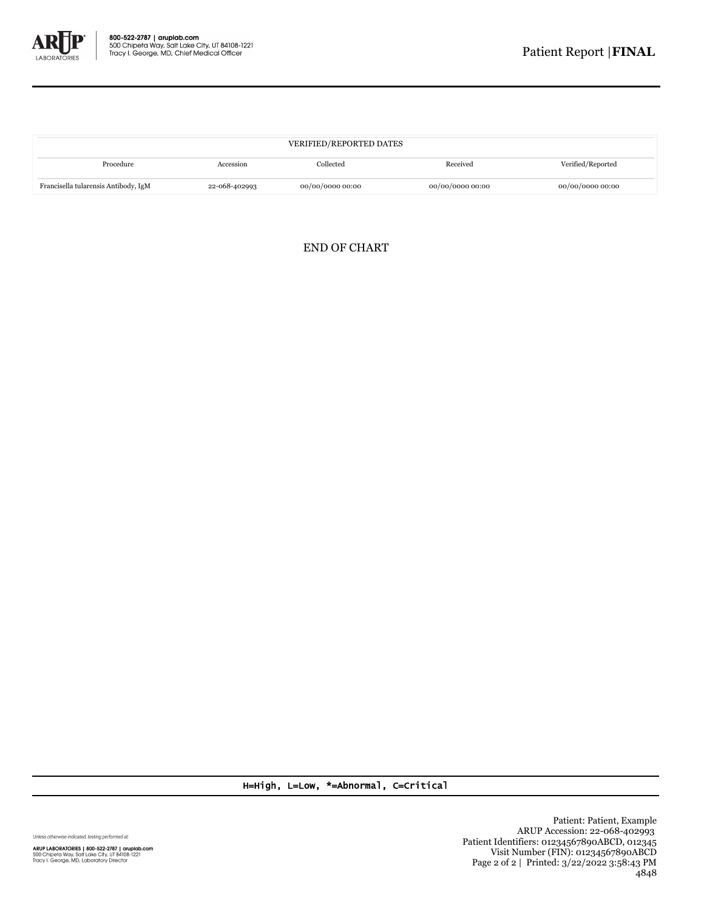| VERIFIED/REPORTED DATES | | | | |
|---|---|---|---|---|
| Procedure | Accession | Collected | Received | Verified/Reported |
| Francisella tularensis Antibody, IgM | 22-068-402993 | 00/00/0000 00:00 | 00/00/0000 00:00 | 00/00/0000 00:00 |

END OF CHART

H=High, L=Low, *=Abnormal, C=Critical

Unless otherwise indicated, testing performed at:

ARUP LABORATORIES | 800-522-2787 | aruplab.com
500 Chipeta Way, Salt Lake City, UT 84108-1221
Tracy I. George, MD, Laboratory Director

Patient: Patient, Example
ARUP Accession: 22-068-402993
Patient Identifiers: 01234567890ABCD, 012345
Visit Number (FIN): 01234567890ABCD
Printed: 3/22/2022 3:58:43 PM
4848